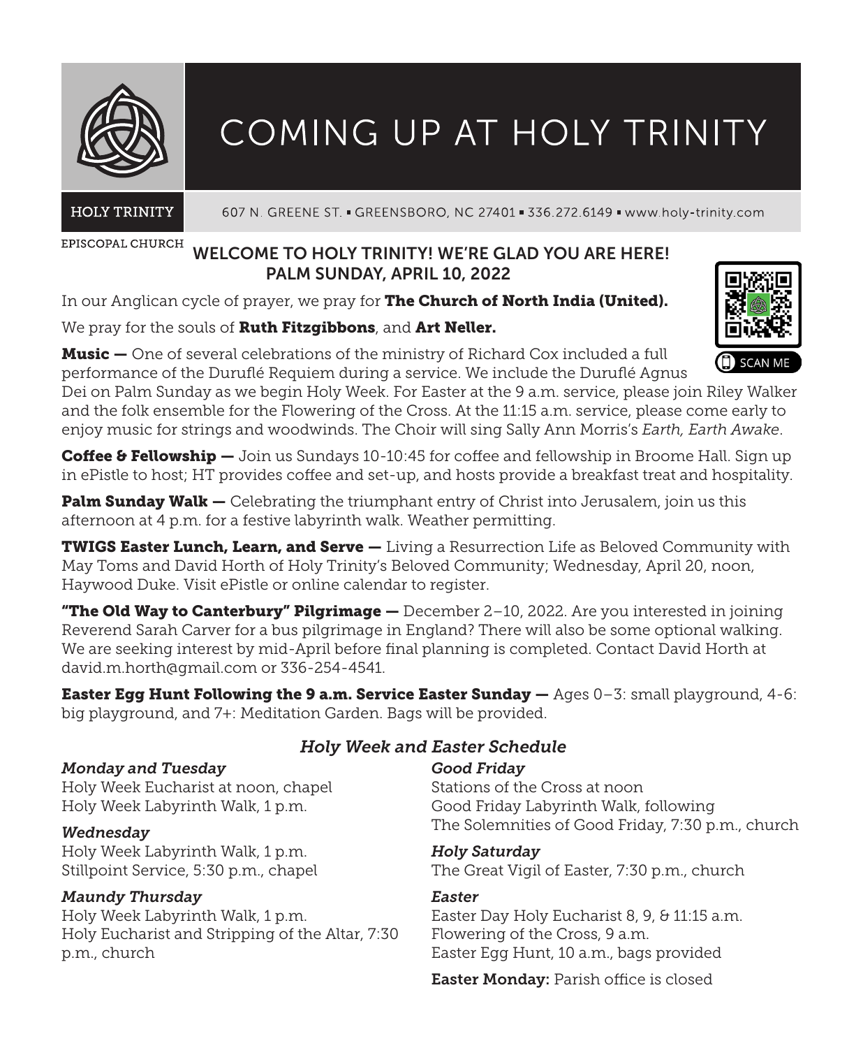# COMING UP AT HOLY TRINITY

HOLY TRINITY
EPISCOPAL CHURCH

607 N. GREENE ST. ▪ GREENSBORO, NC 27401 ▪ 336.272.6149 ▪ www.holy-trinity.com

## WELCOME TO HOLY TRINITY! WE'RE GLAD YOU ARE HERE!
## PALM SUNDAY, APRIL 10, 2022

SCAN ME

In our Anglican cycle of prayer, we pray for **The Church of North India (United).**

We pray for the souls of **Ruth Fitzgibbons**, and **Art Neller.**

**Music —** One of several celebrations of the ministry of Richard Cox included a full performance of the Duruflé Requiem during a service. We include the Duruflé Agnus Dei on Palm Sunday as we begin Holy Week. For Easter at the 9 a.m. service, please join Riley Walker and the folk ensemble for the Flowering of the Cross. At the 11:15 a.m. service, please come early to enjoy music for strings and woodwinds. The Choir will sing Sally Ann Morris's *Earth, Earth Awake*.

**Coffee & Fellowship —** Join us Sundays 10-10:45 for coffee and fellowship in Broome Hall. Sign up in ePistle to host; HT provides coffee and set-up, and hosts provide a breakfast treat and hospitality.

**Palm Sunday Walk —** Celebrating the triumphant entry of Christ into Jerusalem, join us this afternoon at 4 p.m. for a festive labyrinth walk. Weather permitting.

**TWIGS Easter Lunch, Learn, and Serve —** Living a Resurrection Life as Beloved Community with May Toms and David Horth of Holy Trinity's Beloved Community; Wednesday, April 20, noon, Haywood Duke. Visit ePistle or online calendar to register.

**"The Old Way to Canterbury" Pilgrimage —** December 2–10, 2022. Are you interested in joining Reverend Sarah Carver for a bus pilgrimage in England? There will also be some optional walking. We are seeking interest by mid-April before final planning is completed. Contact David Horth at david.m.horth@gmail.com or 336-254-4541.

**Easter Egg Hunt Following the 9 a.m. Service Easter Sunday —** Ages 0–3: small playground, 4-6: big playground, and 7+: Meditation Garden. Bags will be provided.

### *Holy Week and Easter Schedule*

*Monday and Tuesday*
Holy Week Eucharist at noon, chapel
Holy Week Labyrinth Walk, 1 p.m.

*Wednesday*
Holy Week Labyrinth Walk, 1 p.m.
Stillpoint Service, 5:30 p.m., chapel

*Maundy Thursday*
Holy Week Labyrinth Walk, 1 p.m.
Holy Eucharist and Stripping of the Altar, 7:30 p.m., church

*Good Friday*
Stations of the Cross at noon
Good Friday Labyrinth Walk, following
The Solemnities of Good Friday, 7:30 p.m., church

*Holy Saturday*
The Great Vigil of Easter, 7:30 p.m., church

*Easter*
Easter Day Holy Eucharist 8, 9, & 11:15 a.m.
Flowering of the Cross, 9 a.m.
Easter Egg Hunt, 10 a.m., bags provided

**Easter Monday:** Parish office is closed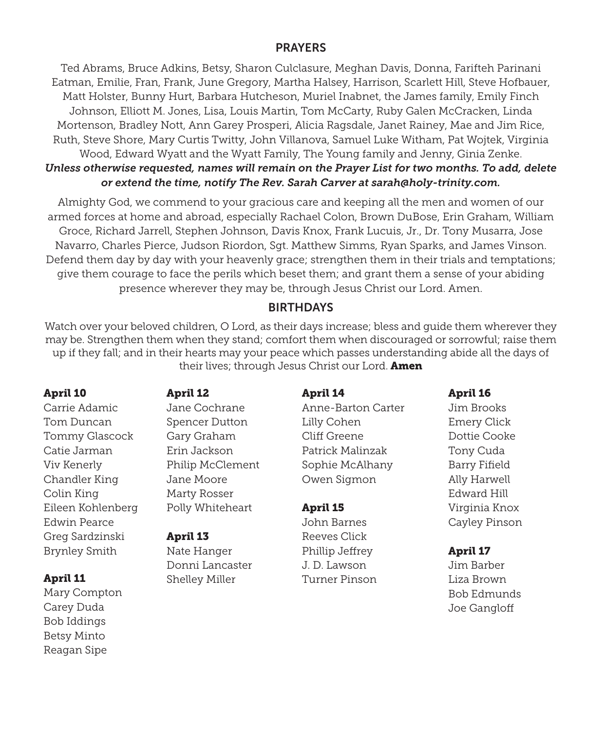## PRAYERS

Ted Abrams, Bruce Adkins, Betsy, Sharon Culclasure, Meghan Davis, Donna, Farifteh Parinani Eatman, Emilie, Fran, Frank, June Gregory, Martha Halsey, Harrison, Scarlett Hill, Steve Hofbauer, Matt Holster, Bunny Hurt, Barbara Hutcheson, Muriel Inabnet, the James family, Emily Finch Johnson, Elliott M. Jones, Lisa, Louis Martin, Tom McCarty, Ruby Galen McCracken, Linda Mortenson, Bradley Nott, Ann Garey Prosperi, Alicia Ragsdale, Janet Rainey, Mae and Jim Rice, Ruth, Steve Shore, Mary Curtis Twitty, John Villanova, Samuel Luke Witham, Pat Wojtek, Virginia Wood, Edward Wyatt and the Wyatt Family, The Young family and Jenny, Ginia Zenke.

***Unless otherwise requested, names will remain on the Prayer List for two months. To add, delete or extend the time, notify The Rev. Sarah Carver at sarah@holy-trinity.com.***

Almighty God, we commend to your gracious care and keeping all the men and women of our armed forces at home and abroad, especially Rachael Colon, Brown DuBose, Erin Graham, William Groce, Richard Jarrell, Stephen Johnson, Davis Knox, Frank Lucuis, Jr., Dr. Tony Musarra, Jose Navarro, Charles Pierce, Judson Riordon, Sgt. Matthew Simms, Ryan Sparks, and James Vinson. Defend them day by day with your heavenly grace; strengthen them in their trials and temptations; give them courage to face the perils which beset them; and grant them a sense of your abiding presence wherever they may be, through Jesus Christ our Lord. Amen.

## BIRTHDAYS

Watch over your beloved children, O Lord, as their days increase; bless and guide them wherever they may be. Strengthen them when they stand; comfort them when discouraged or sorrowful; raise them up if they fall; and in their hearts may your peace which passes understanding abide all the days of their lives; through Jesus Christ our Lord. **Amen**

**April 10**
Carrie Adamic
Tom Duncan
Tommy Glascock
Catie Jarman
Viv Kenerly
Chandler King
Colin King
Eileen Kohlenberg
Edwin Pearce
Greg Sardzinski
Brynley Smith

**April 11**
Mary Compton
Carey Duda
Bob Iddings
Betsy Minto
Reagan Sipe

**April 12**
Jane Cochrane
Spencer Dutton
Gary Graham
Erin Jackson
Philip McClement
Jane Moore
Marty Rosser
Polly Whiteheart

**April 13**
Nate Hanger
Donni Lancaster
Shelley Miller

**April 14**
Anne-Barton Carter
Lilly Cohen
Cliff Greene
Patrick Malinzak
Sophie McAlhany
Owen Sigmon

**April 15**
John Barnes
Reeves Click
Phillip Jeffrey
J. D. Lawson
Turner Pinson

**April 16**
Jim Brooks
Emery Click
Dottie Cooke
Tony Cuda
Barry Fifield
Ally Harwell
Edward Hill
Virginia Knox
Cayley Pinson

**April 17**
Jim Barber
Liza Brown
Bob Edmunds
Joe Gangloff